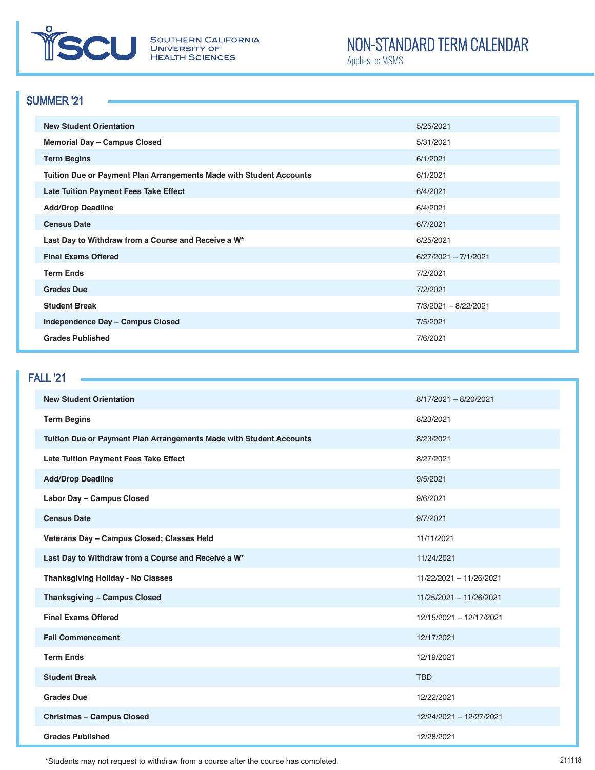Southern California University of Health Sciences

# NON-STANDARD TERM CALENDAR

Applies to: MSMS

## SUMMER '21

| Event | Date |
| --- | --- |
| **New Student Orientation** | 5/25/2021 |
| **Memorial Day – Campus Closed** | 5/31/2021 |
| **Term Begins** | 6/1/2021 |
| **Tuition Due or Payment Plan Arrangements Made with Student Accounts** | 6/1/2021 |
| **Late Tuition Payment Fees Take Effect** | 6/4/2021 |
| **Add/Drop Deadline** | 6/4/2021 |
| **Census Date** | 6/7/2021 |
| **Last Day to Withdraw from a Course and Receive a W*** | 6/25/2021 |
| **Final Exams Offered** | 6/27/2021 – 7/1/2021 |
| **Term Ends** | 7/2/2021 |
| **Grades Due** | 7/2/2021 |
| **Student Break** | 7/3/2021 – 8/22/2021 |
| **Independence Day – Campus Closed** | 7/5/2021 |
| **Grades Published** | 7/6/2021 |

## FALL '21

| Event | Date |
| --- | --- |
| **New Student Orientation** | 8/17/2021 – 8/20/2021 |
| **Term Begins** | 8/23/2021 |
| **Tuition Due or Payment Plan Arrangements Made with Student Accounts** | 8/23/2021 |
| **Late Tuition Payment Fees Take Effect** | 8/27/2021 |
| **Add/Drop Deadline** | 9/5/2021 |
| **Labor Day – Campus Closed** | 9/6/2021 |
| **Census Date** | 9/7/2021 |
| **Veterans Day – Campus Closed; Classes Held** | 11/11/2021 |
| **Last Day to Withdraw from a Course and Receive a W*** | 11/24/2021 |
| **Thanksgiving Holiday - No Classes** | 11/22/2021 – 11/26/2021 |
| **Thanksgiving – Campus Closed** | 11/25/2021 – 11/26/2021 |
| **Final Exams Offered** | 12/15/2021 – 12/17/2021 |
| **Fall Commencement** | 12/17/2021 |
| **Term Ends** | 12/19/2021 |
| **Student Break** | TBD |
| **Grades Due** | 12/22/2021 |
| **Christmas – Campus Closed** | 12/24/2021 – 12/27/2021 |
| **Grades Published** | 12/28/2021 |

*Students may not request to withdraw from a course after the course has completed.

211118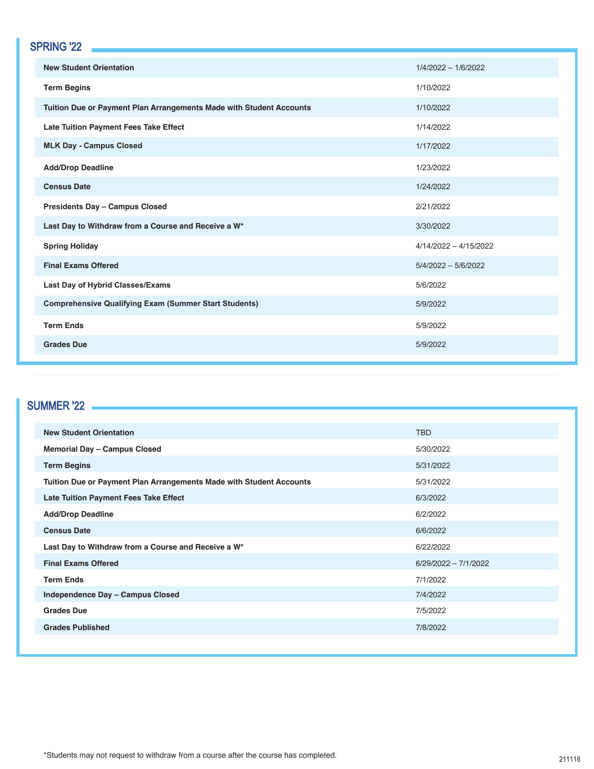## SPRING '22

| | |
|---|---|
| **New Student Orientation** | 1/4/2022 – 1/6/2022 |
| **Term Begins** | 1/10/2022 |
| **Tuition Due or Payment Plan Arrangements Made with Student Accounts** | 1/10/2022 |
| **Late Tuition Payment Fees Take Effect** | 1/14/2022 |
| **MLK Day - Campus Closed** | 1/17/2022 |
| **Add/Drop Deadline** | 1/23/2022 |
| **Census Date** | 1/24/2022 |
| **Presidents Day – Campus Closed** | 2/21/2022 |
| **Last Day to Withdraw from a Course and Receive a W*** | 3/30/2022 |
| **Spring Holiday** | 4/14/2022 – 4/15/2022 |
| **Final Exams Offered** | 5/4/2022 – 5/6/2022 |
| **Last Day of Hybrid Classes/Exams** | 5/6/2022 |
| **Comprehensive Qualifying Exam (Summer Start Students)** | 5/9/2022 |
| **Term Ends** | 5/9/2022 |
| **Grades Due** | 5/9/2022 |

## SUMMER '22

| | |
|---|---|
| **New Student Orientation** | TBD |
| **Memorial Day – Campus Closed** | 5/30/2022 |
| **Term Begins** | 5/31/2022 |
| **Tuition Due or Payment Plan Arrangements Made with Student Accounts** | 5/31/2022 |
| **Late Tuition Payment Fees Take Effect** | 6/3/2022 |
| **Add/Drop Deadline** | 6/2/2022 |
| **Census Date** | 6/6/2022 |
| **Last Day to Withdraw from a Course and Receive a W*** | 6/22/2022 |
| **Final Exams Offered** | 6/29/2022 – 7/1/2022 |
| **Term Ends** | 7/1/2022 |
| **Independence Day – Campus Closed** | 7/4/2022 |
| **Grades Due** | 7/5/2022 |
| **Grades Published** | 7/8/2022 |

*Students may not request to withdraw from a course after the course has completed.

211118